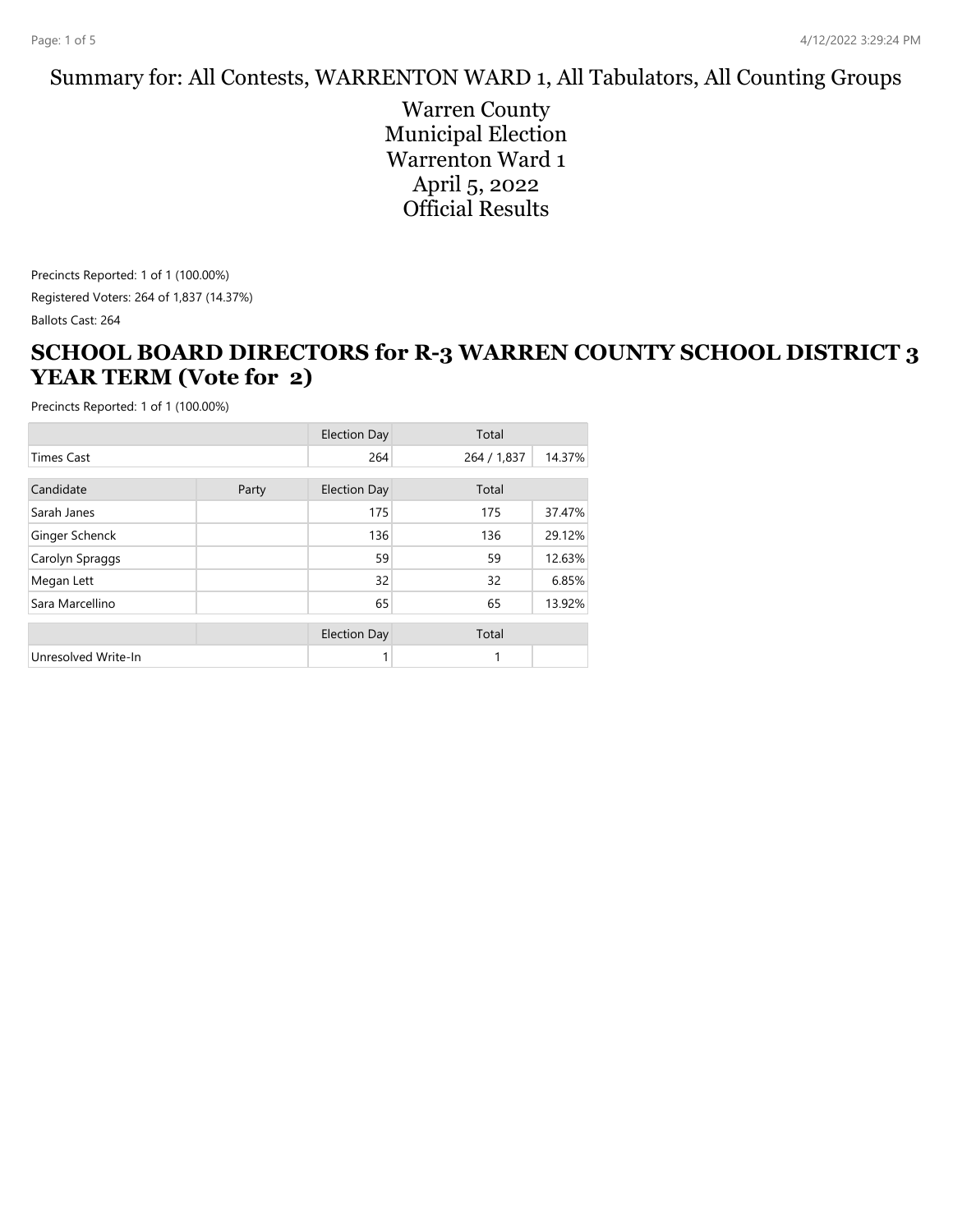Summary for: All Contests, WARRENTON WARD 1, All Tabulators, All Counting Groups

# Warren County Municipal Election Warrenton Ward 1 April 5, 2022 Official Results

Precincts Reported: 1 of 1 (100.00%)

Registered Voters: 264 of 1,837 (14.37%)

Ballots Cast: 264

## SCHOOL BOARD DIRECTORS for R-3 WARREN COUNTY SCHOOL DISTRICT 3 YEAR TERM (Vote for 2)

Precincts Reported: 1 of 1 (100.00%)

| | | Election Day | Total | |
|---|---|---|---|---|
| Times Cast | | 264 | 264 / 1,837 | 14.37% |

| Candidate | Party | Election Day | Total | |
|---|---|---|---|---|
| Sarah Janes | | 175 | 175 | 37.47% |
| Ginger Schenck | | 136 | 136 | 29.12% |
| Carolyn Spraggs | | 59 | 59 | 12.63% |
| Megan Lett | | 32 | 32 | 6.85% |
| Sara Marcellino | | 65 | 65 | 13.92% |

| | | Election Day | Total | |
|---|---|---|---|---|
| Unresolved Write-In | | 1 | 1 | |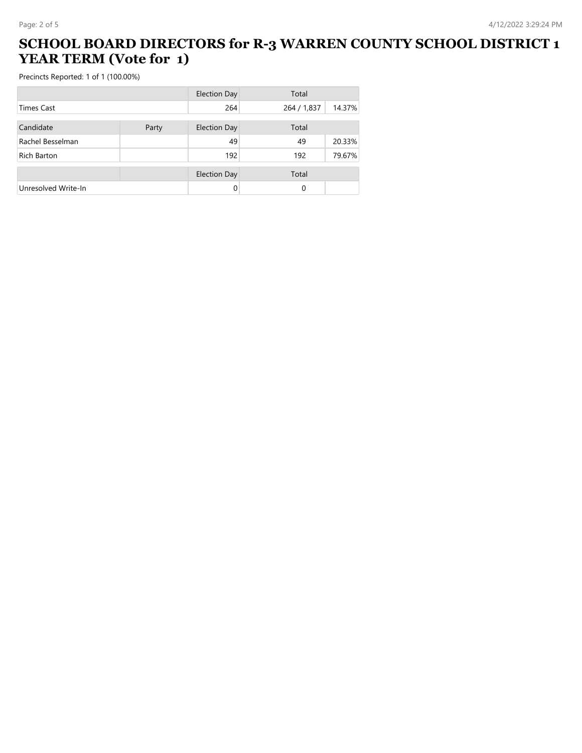# SCHOOL BOARD DIRECTORS for R-3 WARREN COUNTY SCHOOL DISTRICT 1 YEAR TERM (Vote for 1)

Precincts Reported: 1 of 1 (100.00%)

| | | Election Day | Total | |
|---|---|---|---|---|
| Times Cast | | 264 | 264 / 1,837 | 14.37% |

| Candidate | Party | Election Day | Total | |
|---|---|---|---|---|
| Rachel Besselman | | 49 | 49 | 20.33% |
| Rich Barton | | 192 | 192 | 79.67% |

| | | Election Day | Total | |
|---|---|---|---|---|
| Unresolved Write-In | | 0 | 0 | |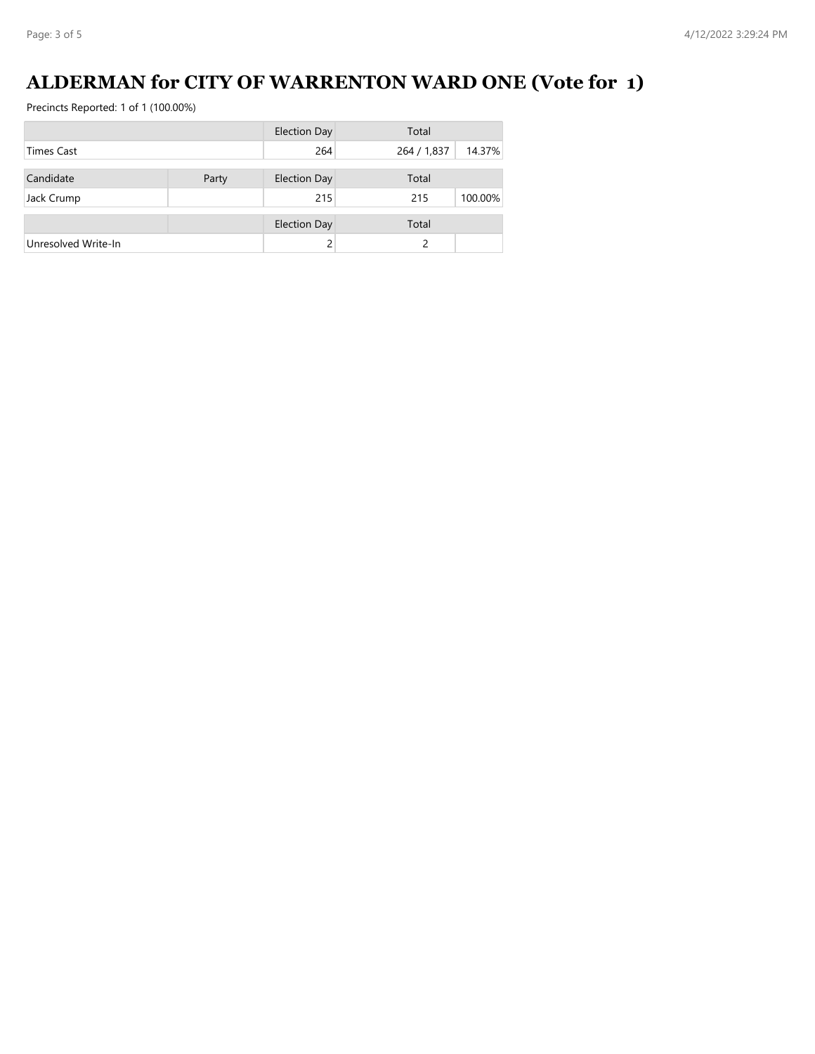# ALDERMAN for CITY OF WARRENTON WARD ONE (Vote for 1)

Precincts Reported: 1 of 1 (100.00%)

| | | Election Day | Total | |
|---|---|---|---|---|
| Times Cast | | 264 | 264 / 1,837 | 14.37% |

| Candidate | Party | Election Day | Total | |
|---|---|---|---|---|
| Jack Crump | | 215 | 215 | 100.00% |

| | | Election Day | Total | |
|---|---|---|---|---|
| Unresolved Write-In | | 2 | 2 | |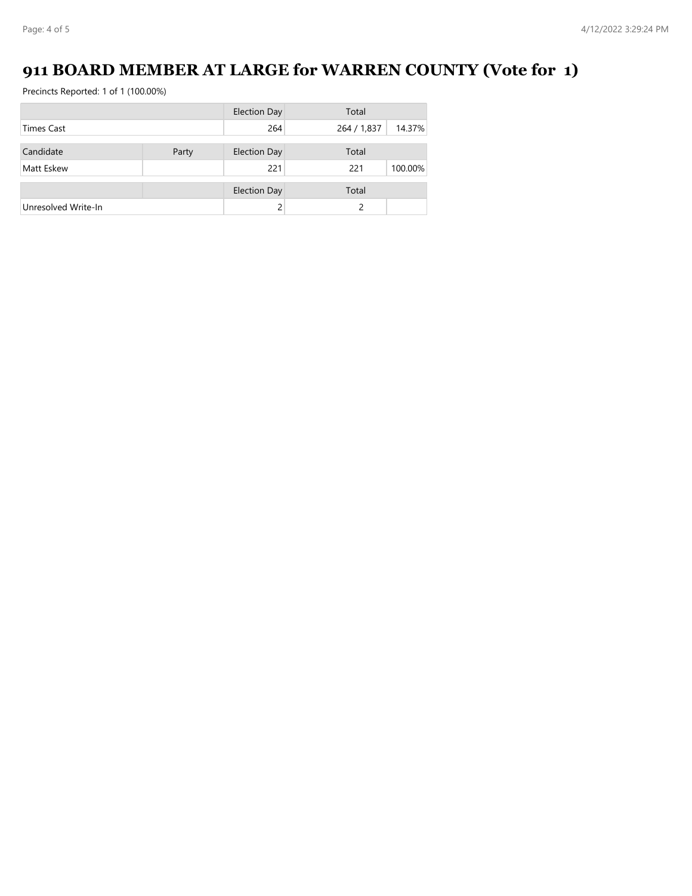# 911 BOARD MEMBER AT LARGE for WARREN COUNTY (Vote for 1)

Precincts Reported: 1 of 1 (100.00%)

| | | Election Day | Total | |
|---|---|---|---|---|
| Times Cast | | 264 | 264 / 1,837 | 14.37% |

| Candidate | Party | Election Day | Total | |
|---|---|---|---|---|
| Matt Eskew | | 221 | 221 | 100.00% |

| | | Election Day | Total | |
|---|---|---|---|---|
| Unresolved Write-In | | 2 | 2 | |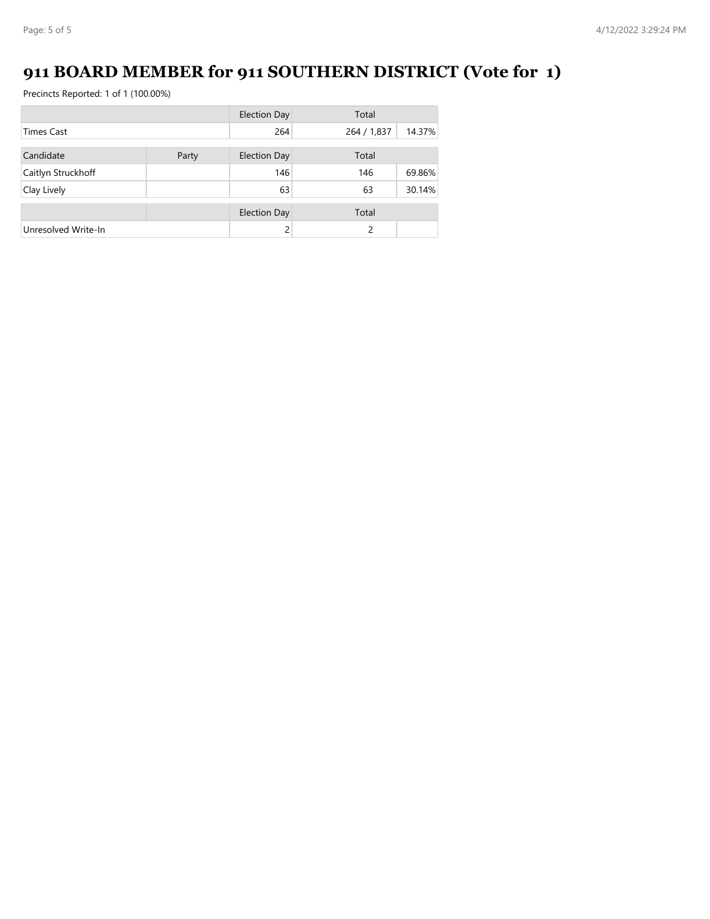# 911 BOARD MEMBER for 911 SOUTHERN DISTRICT (Vote for 1)

Precincts Reported: 1 of 1 (100.00%)

| | | Election Day | Total | |
|---|---|---|---|---|
| Times Cast | | 264 | 264 / 1,837 | 14.37% |

| Candidate | Party | Election Day | Total | |
|---|---|---|---|---|
| Caitlyn Struckhoff | | 146 | 146 | 69.86% |
| Clay Lively | | 63 | 63 | 30.14% |

| | | Election Day | Total | |
|---|---|---|---|---|
| Unresolved Write-In | | 2 | 2 | |